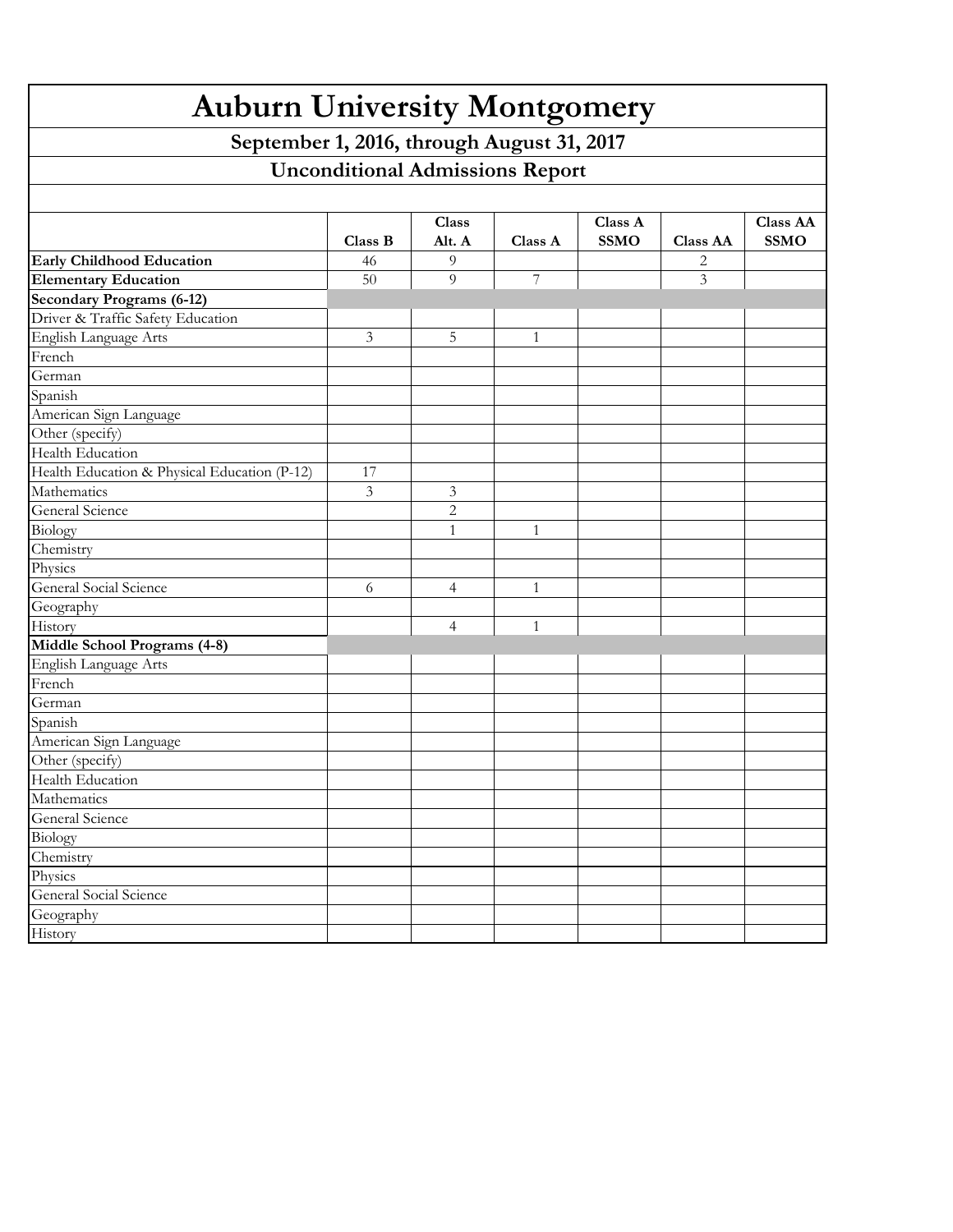# Auburn University Montgomery

## September 1, 2016, through August 31, 2017

## Unconditional Admissions Report

| | Class B | Class Alt. A | Class A | Class A SSMO | Class AA | Class AA SSMO |
|---|---|---|---|---|---|---|
| **Early Childhood Education** | 46 | 9 | | | 2 | |
| **Elementary Education** | 50 | 9 | 7 | | 3 | |
| **Secondary Programs (6-12)** | | | | | | |
| Driver & Traffic Safety Education | | | | | | |
| English Language Arts | 3 | 5 | 1 | | | |
| French | | | | | | |
| German | | | | | | |
| Spanish | | | | | | |
| American Sign Language | | | | | | |
| Other (specify) | | | | | | |
| Health Education | | | | | | |
| Health Education & Physical Education (P-12) | 17 | | | | | |
| Mathematics | 3 | 3 | | | | |
| General Science | | 2 | | | | |
| Biology | | 1 | 1 | | | |
| Chemistry | | | | | | |
| Physics | | | | | | |
| General Social Science | 6 | 4 | 1 | | | |
| Geography | | | | | | |
| History | | 4 | 1 | | | |
| **Middle School Programs (4-8)** | | | | | | |
| English Language Arts | | | | | | |
| French | | | | | | |
| German | | | | | | |
| Spanish | | | | | | |
| American Sign Language | | | | | | |
| Other (specify) | | | | | | |
| Health Education | | | | | | |
| Mathematics | | | | | | |
| General Science | | | | | | |
| Biology | | | | | | |
| Chemistry | | | | | | |
| Physics | | | | | | |
| General Social Science | | | | | | |
| Geography | | | | | | |
| History | | | | | | |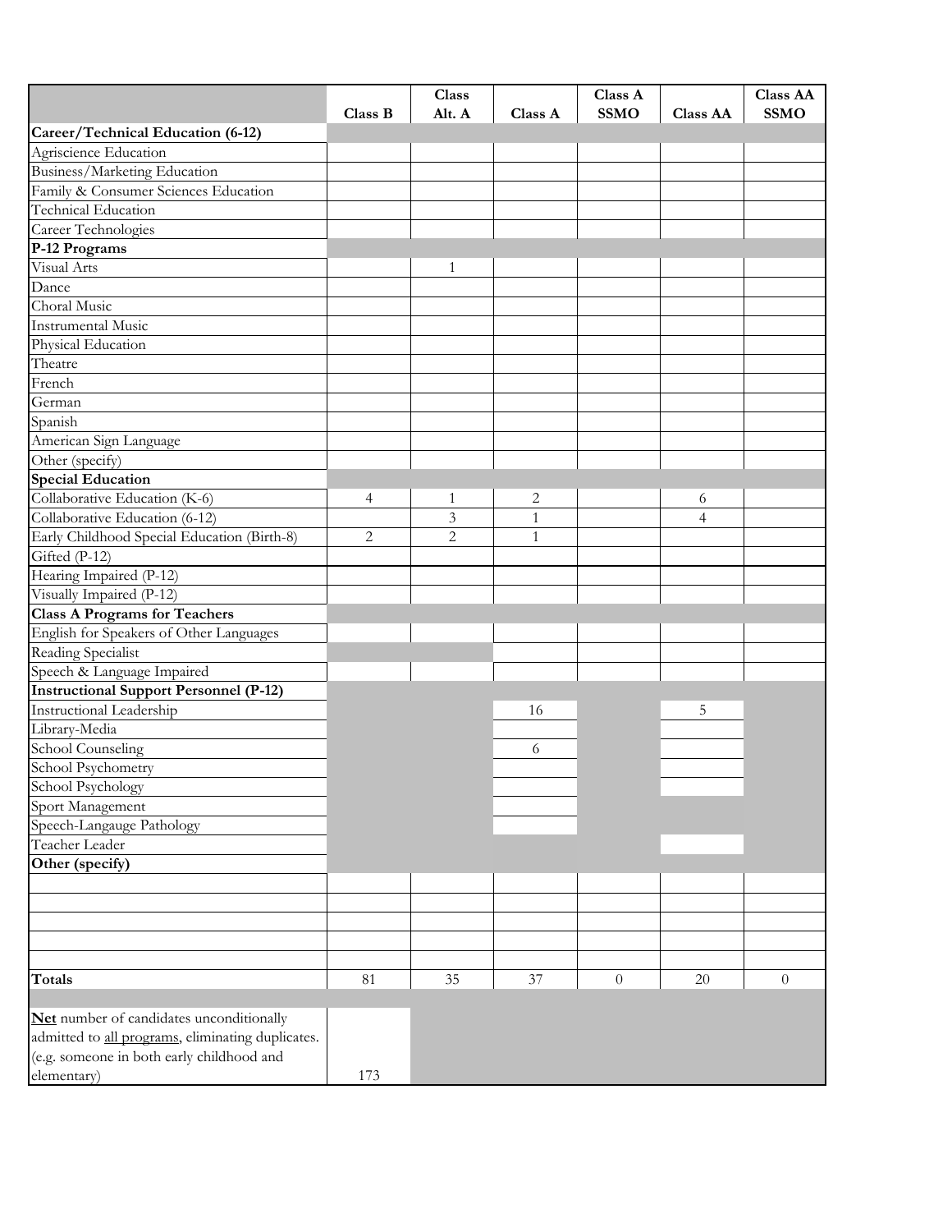| | Class B | Class Alt. A | Class A | Class A SSMO | Class AA | Class AA SSMO |
|---|---|---|---|---|---|---|
| **Career/Technical Education (6-12)** | | | | | | |
| Agriscience Education | | | | | | |
| Business/Marketing Education | | | | | | |
| Family & Consumer Sciences Education | | | | | | |
| Technical Education | | | | | | |
| Career Technologies | | | | | | |
| **P-12 Programs** | | | | | | |
| Visual Arts | | 1 | | | | |
| Dance | | | | | | |
| Choral Music | | | | | | |
| Instrumental Music | | | | | | |
| Physical Education | | | | | | |
| Theatre | | | | | | |
| French | | | | | | |
| German | | | | | | |
| Spanish | | | | | | |
| American Sign Language | | | | | | |
| Other (specify) | | | | | | |
| **Special Education** | | | | | | |
| Collaborative Education (K-6) | 4 | 1 | 2 | | 6 | |
| Collaborative Education (6-12) | | 3 | 1 | | 4 | |
| Early Childhood Special Education (Birth-8) | 2 | 2 | 1 | | | |
| Gifted (P-12) | | | | | | |
| Hearing Impaired (P-12) | | | | | | |
| Visually Impaired (P-12) | | | | | | |
| **Class A Programs for Teachers** | | | | | | |
| English for Speakers of Other Languages | | | | | | |
| Reading Specialist | | | | | | |
| Speech & Language Impaired | | | | | | |
| **Instructional Support Personnel (P-12)** | | | | | | |
| Instructional Leadership | | | 16 | | 5 | |
| Library-Media | | | | | | |
| School Counseling | | | 6 | | | |
| School Psychometry | | | | | | |
| School Psychology | | | | | | |
| Sport Management | | | | | | |
| Speech-Langauge Pathology | | | | | | |
| Teacher Leader | | | | | | |
| **Other (specify)** | | | | | | |
| | | | | | | |
| | | | | | | |
| | | | | | | |
| | | | | | | |
| | | | | | | |
| **Totals** | 81 | 35 | 37 | 0 | 20 | 0 |
| **Net** number of candidates unconditionally admitted to all programs, eliminating duplicates. (e.g. someone in both early childhood and elementary) | 173 | | | | | |